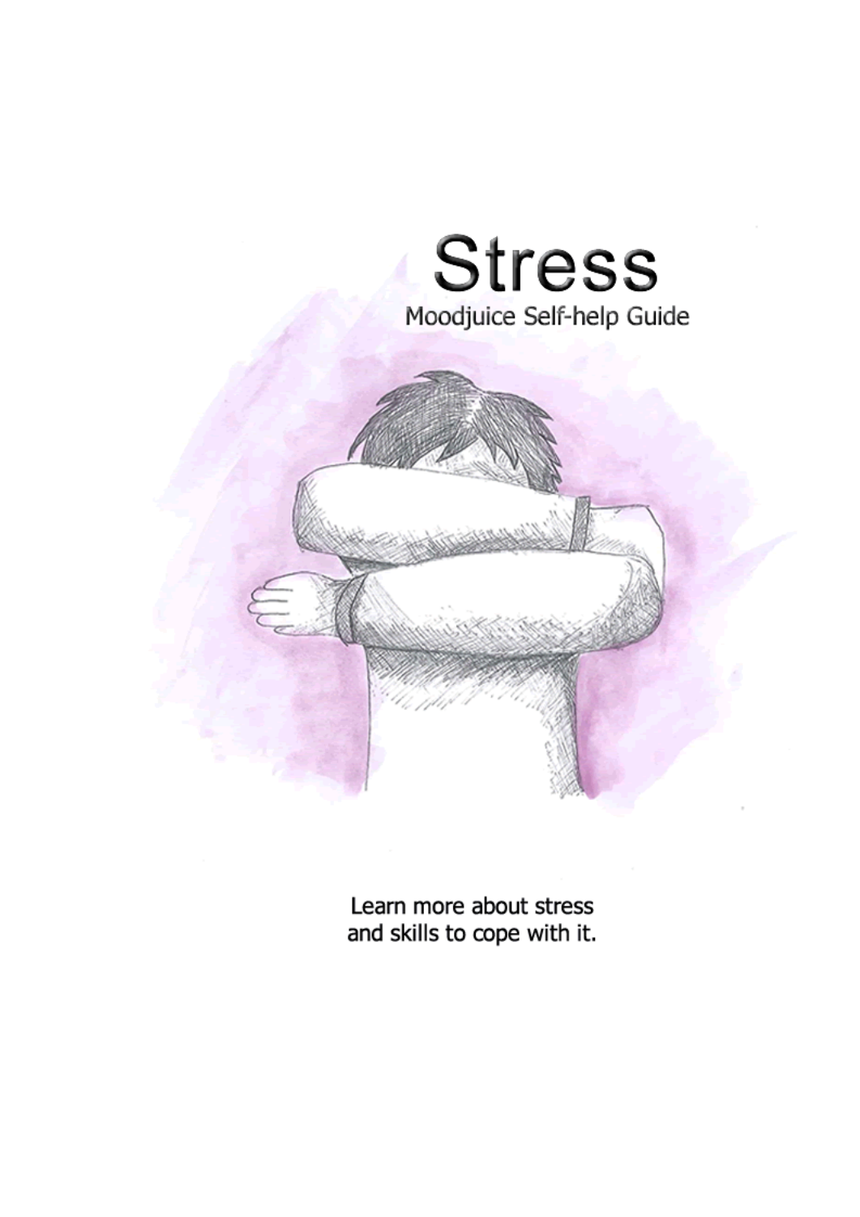# Stress

Moodjuice Self-help Guide

Learn more about stress
and skills to cope with it.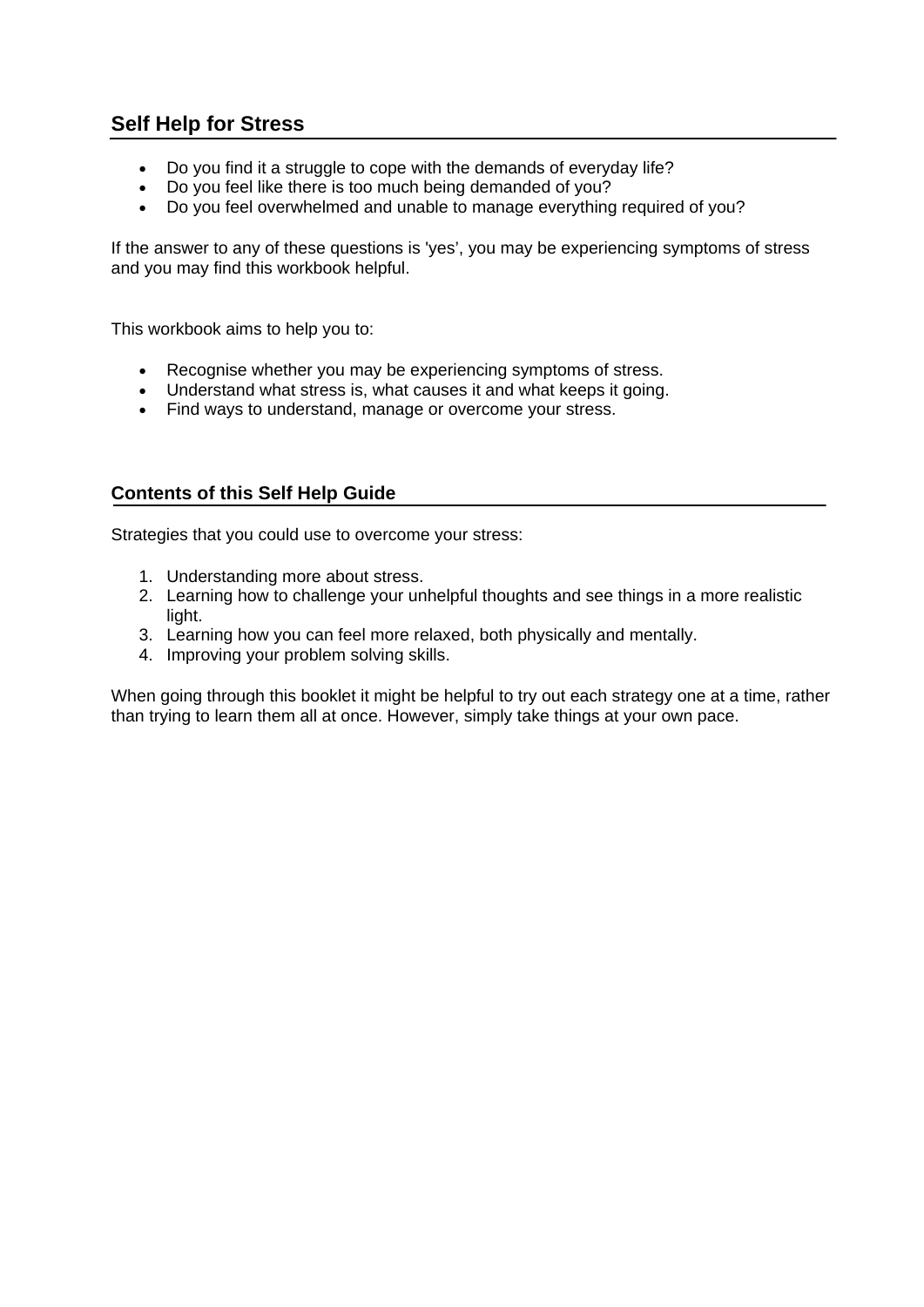## Self Help for Stress

- Do you find it a struggle to cope with the demands of everyday life?
- Do you feel like there is too much being demanded of you?
- Do you feel overwhelmed and unable to manage everything required of you?

If the answer to any of these questions is 'yes', you may be experiencing symptoms of stress and you may find this workbook helpful.

This workbook aims to help you to:

- Recognise whether you may be experiencing symptoms of stress.
- Understand what stress is, what causes it and what keeps it going.
- Find ways to understand, manage or overcome your stress.

## Contents of this Self Help Guide

Strategies that you could use to overcome your stress:

1. Understanding more about stress.
2. Learning how to challenge your unhelpful thoughts and see things in a more realistic light.
3. Learning how you can feel more relaxed, both physically and mentally.
4. Improving your problem solving skills.

When going through this booklet it might be helpful to try out each strategy one at a time, rather than trying to learn them all at once. However, simply take things at your own pace.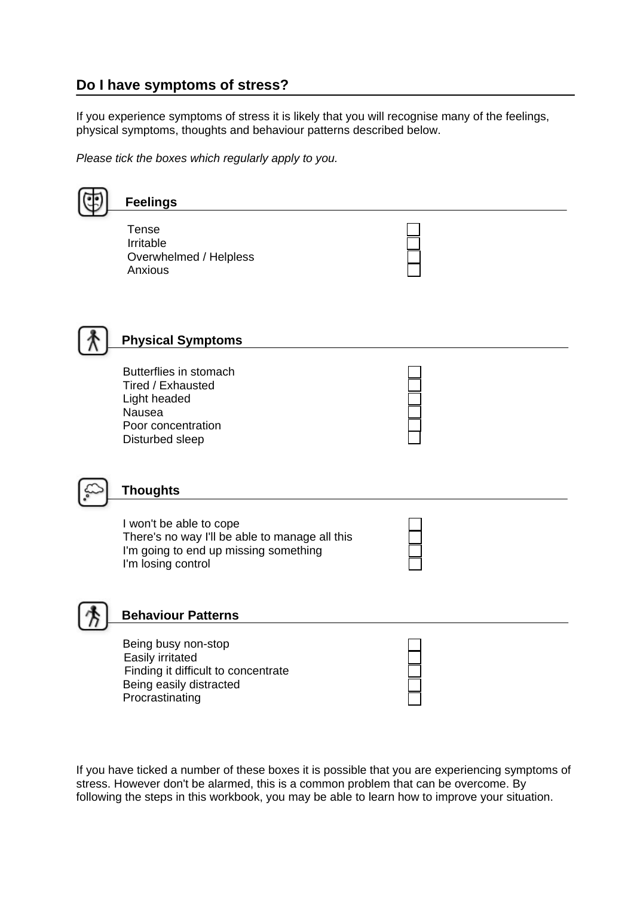## Do I have symptoms of stress?

If you experience symptoms of stress it is likely that you will recognise many of the feelings, physical symptoms, thoughts and behaviour patterns described below.

*Please tick the boxes which regularly apply to you.*

### Feelings

- [ ] Tense
- [ ] Irritable
- [ ] Overwhelmed / Helpless
- [ ] Anxious

### Physical Symptoms

- [ ] Butterflies in stomach
- [ ] Tired / Exhausted
- [ ] Light headed
- [ ] Nausea
- [ ] Poor concentration
- [ ] Disturbed sleep

### Thoughts

- [ ] I won't be able to cope
- [ ] There's no way I'll be able to manage all this
- [ ] I'm going to end up missing something
- [ ] I'm losing control

### Behaviour Patterns

- [ ] Being busy non-stop
- [ ] Easily irritated
- [ ] Finding it difficult to concentrate
- [ ] Being easily distracted
- [ ] Procrastinating

If you have ticked a number of these boxes it is possible that you are experiencing symptoms of stress. However don't be alarmed, this is a common problem that can be overcome. By following the steps in this workbook, you may be able to learn how to improve your situation.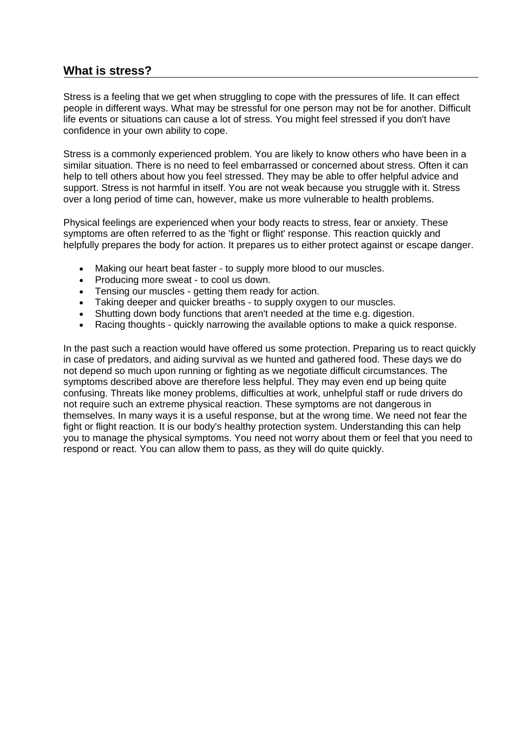## What is stress?

Stress is a feeling that we get when struggling to cope with the pressures of life. It can effect people in different ways. What may be stressful for one person may not be for another. Difficult life events or situations can cause a lot of stress. You might feel stressed if you don't have confidence in your own ability to cope.

Stress is a commonly experienced problem. You are likely to know others who have been in a similar situation. There is no need to feel embarrassed or concerned about stress. Often it can help to tell others about how you feel stressed. They may be able to offer helpful advice and support. Stress is not harmful in itself. You are not weak because you struggle with it. Stress over a long period of time can, however, make us more vulnerable to health problems.

Physical feelings are experienced when your body reacts to stress, fear or anxiety. These symptoms are often referred to as the 'fight or flight' response. This reaction quickly and helpfully prepares the body for action. It prepares us to either protect against or escape danger.

- Making our heart beat faster - to supply more blood to our muscles.
- Producing more sweat - to cool us down.
- Tensing our muscles - getting them ready for action.
- Taking deeper and quicker breaths - to supply oxygen to our muscles.
- Shutting down body functions that aren't needed at the time e.g. digestion.
- Racing thoughts - quickly narrowing the available options to make a quick response.

In the past such a reaction would have offered us some protection. Preparing us to react quickly in case of predators, and aiding survival as we hunted and gathered food. These days we do not depend so much upon running or fighting as we negotiate difficult circumstances. The symptoms described above are therefore less helpful. They may even end up being quite confusing. Threats like money problems, difficulties at work, unhelpful staff or rude drivers do not require such an extreme physical reaction. These symptoms are not dangerous in themselves. In many ways it is a useful response, but at the wrong time. We need not fear the fight or flight reaction. It is our body's healthy protection system. Understanding this can help you to manage the physical symptoms. You need not worry about them or feel that you need to respond or react. You can allow them to pass, as they will do quite quickly.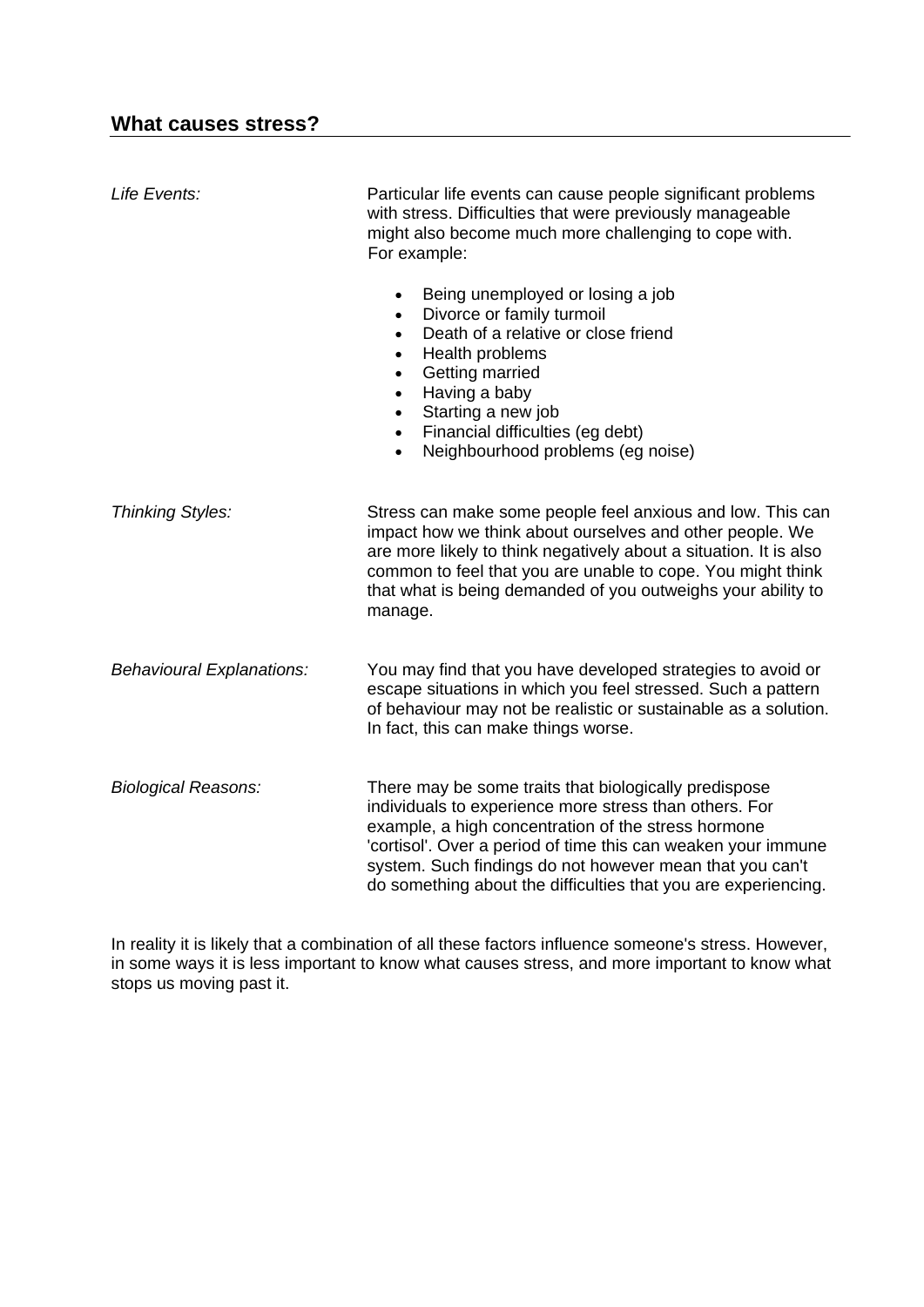## What causes stress?

*Life Events:*

Particular life events can cause people significant problems with stress. Difficulties that were previously manageable might also become much more challenging to cope with. For example:

- Being unemployed or losing a job
- Divorce or family turmoil
- Death of a relative or close friend
- Health problems
- Getting married
- Having a baby
- Starting a new job
- Financial difficulties (eg debt)
- Neighbourhood problems (eg noise)

*Thinking Styles:*

Stress can make some people feel anxious and low. This can impact how we think about ourselves and other people. We are more likely to think negatively about a situation. It is also common to feel that you are unable to cope. You might think that what is being demanded of you outweighs your ability to manage.

*Behavioural Explanations:*

You may find that you have developed strategies to avoid or escape situations in which you feel stressed. Such a pattern of behaviour may not be realistic or sustainable as a solution. In fact, this can make things worse.

*Biological Reasons:*

There may be some traits that biologically predispose individuals to experience more stress than others. For example, a high concentration of the stress hormone 'cortisol'. Over a period of time this can weaken your immune system. Such findings do not however mean that you can't do something about the difficulties that you are experiencing.

In reality it is likely that a combination of all these factors influence someone's stress. However, in some ways it is less important to know what causes stress, and more important to know what stops us moving past it.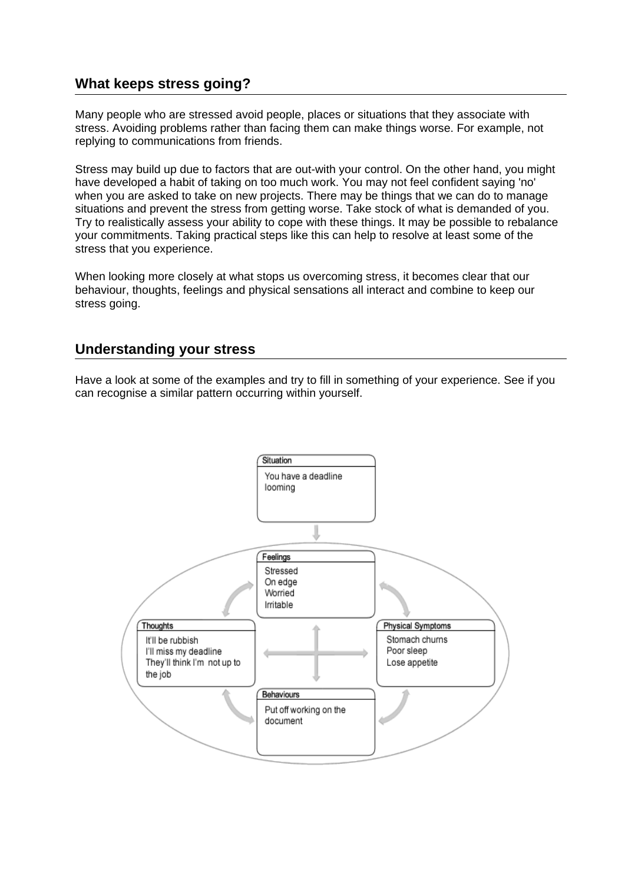## What keeps stress going?

Many people who are stressed avoid people, places or situations that they associate with stress. Avoiding problems rather than facing them can make things worse. For example, not replying to communications from friends.

Stress may build up due to factors that are out-with your control. On the other hand, you might have developed a habit of taking on too much work. You may not feel confident saying 'no' when you are asked to take on new projects. There may be things that we can do to manage situations and prevent the stress from getting worse. Take stock of what is demanded of you. Try to realistically assess your ability to cope with these things. It may be possible to rebalance your commitments. Taking practical steps like this can help to resolve at least some of the stress that you experience.

When looking more closely at what stops us overcoming stress, it becomes clear that our behaviour, thoughts, feelings and physical sensations all interact and combine to keep our stress going.

## Understanding your stress

Have a look at some of the examples and try to fill in something of your experience. See if you can recognise a similar pattern occurring within yourself.

**Situation**
You have a deadline looming

**Feelings**
Stressed
On edge
Worried
Irritable

**Thoughts**
It'll be rubbish
I'll miss my deadline
They'll think I'm not up to the job

**Physical Symptoms**
Stomach churns
Poor sleep
Lose appetite

**Behaviours**
Put off working on the document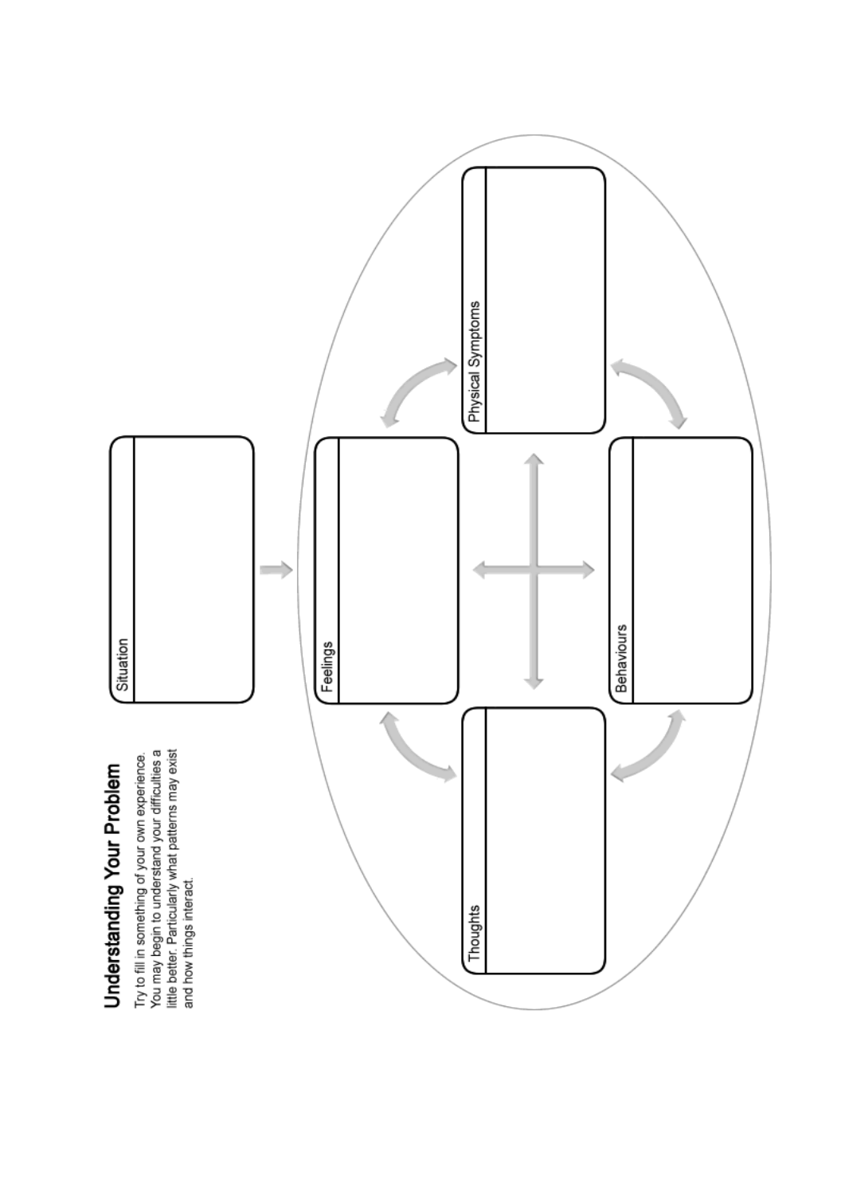## Understanding Your Problem

Try to fill in something of your own experience. You may begin to understand your difficulties a little better. Particularly what patterns may exist and how things interact.

Situation

Feelings

Physical Symptoms

Behaviours

Thoughts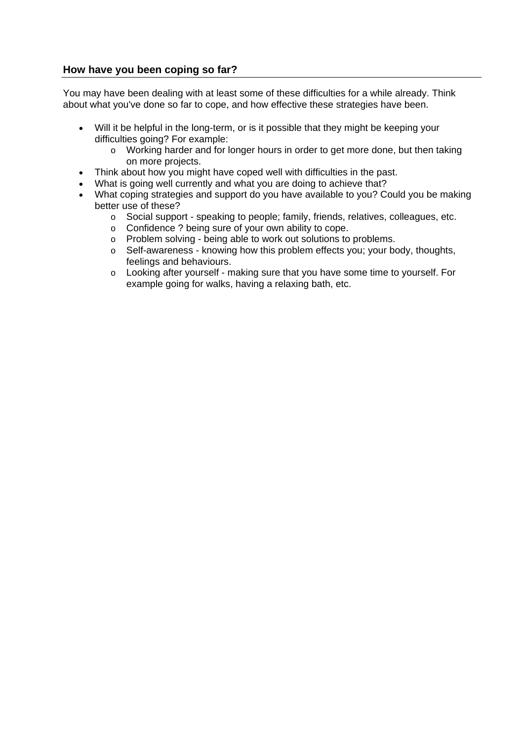## How have you been coping so far?

You may have been dealing with at least some of these difficulties for a while already. Think about what you've done so far to cope, and how effective these strategies have been.

- Will it be helpful in the long-term, or is it possible that they might be keeping your difficulties going? For example:
  - Working harder and for longer hours in order to get more done, but then taking on more projects.
- Think about how you might have coped well with difficulties in the past.
- What is going well currently and what you are doing to achieve that?
- What coping strategies and support do you have available to you? Could you be making better use of these?
  - Social support - speaking to people; family, friends, relatives, colleagues, etc.
  - Confidence ? being sure of your own ability to cope.
  - Problem solving - being able to work out solutions to problems.
  - Self-awareness - knowing how this problem effects you; your body, thoughts, feelings and behaviours.
  - Looking after yourself - making sure that you have some time to yourself. For example going for walks, having a relaxing bath, etc.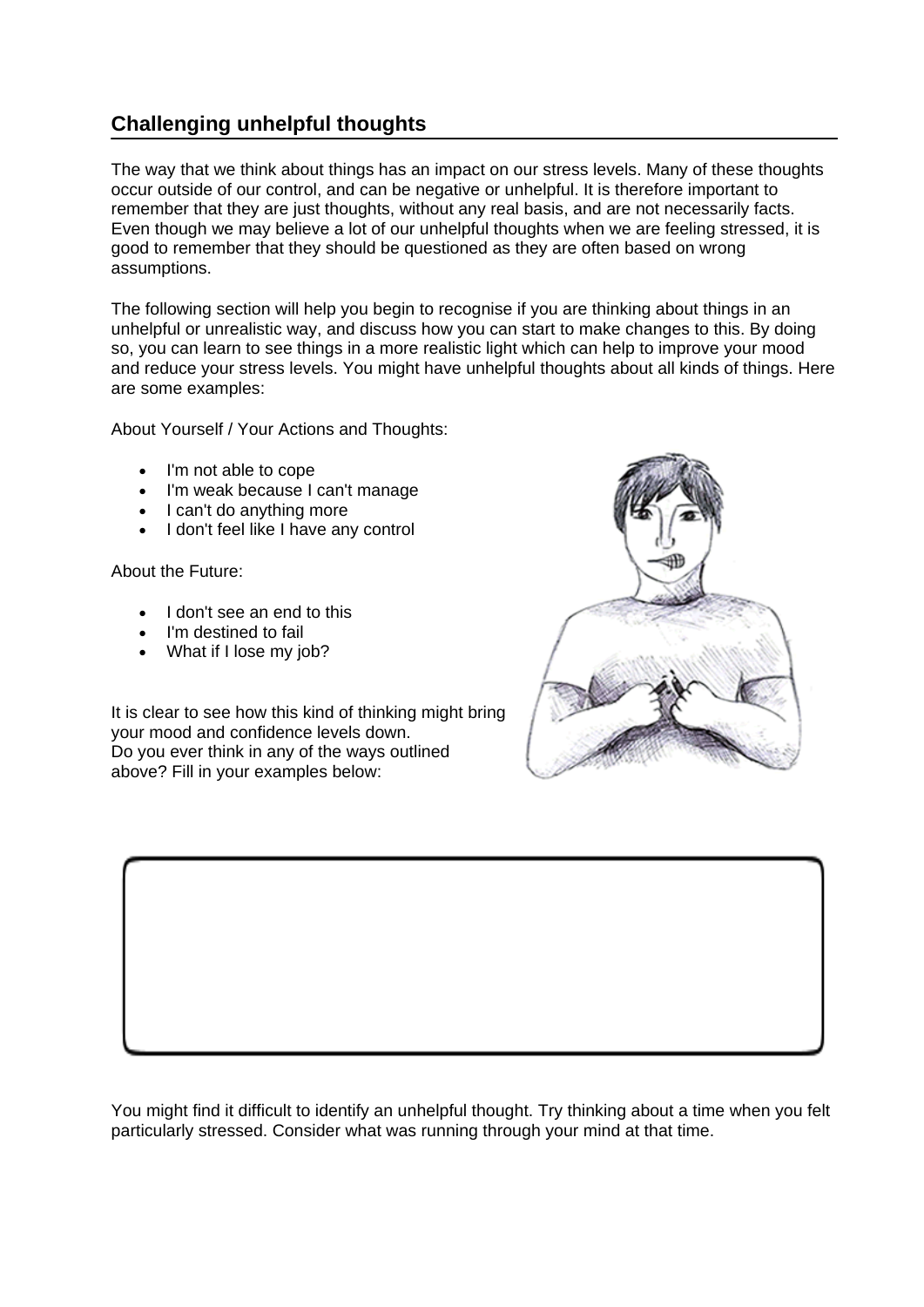## Challenging unhelpful thoughts

The way that we think about things has an impact on our stress levels. Many of these thoughts occur outside of our control, and can be negative or unhelpful. It is therefore important to remember that they are just thoughts, without any real basis, and are not necessarily facts. Even though we may believe a lot of our unhelpful thoughts when we are feeling stressed, it is good to remember that they should be questioned as they are often based on wrong assumptions.

The following section will help you begin to recognise if you are thinking about things in an unhelpful or unrealistic way, and discuss how you can start to make changes to this. By doing so, you can learn to see things in a more realistic light which can help to improve your mood and reduce your stress levels. You might have unhelpful thoughts about all kinds of things. Here are some examples:

About Yourself / Your Actions and Thoughts:

- I'm not able to cope
- I'm weak because I can't manage
- I can't do anything more
- I don't feel like I have any control

About the Future:

- I don't see an end to this
- I'm destined to fail
- What if I lose my job?

It is clear to see how this kind of thinking might bring your mood and confidence levels down.
Do you ever think in any of the ways outlined above? Fill in your examples below:

You might find it difficult to identify an unhelpful thought. Try thinking about a time when you felt particularly stressed. Consider what was running through your mind at that time.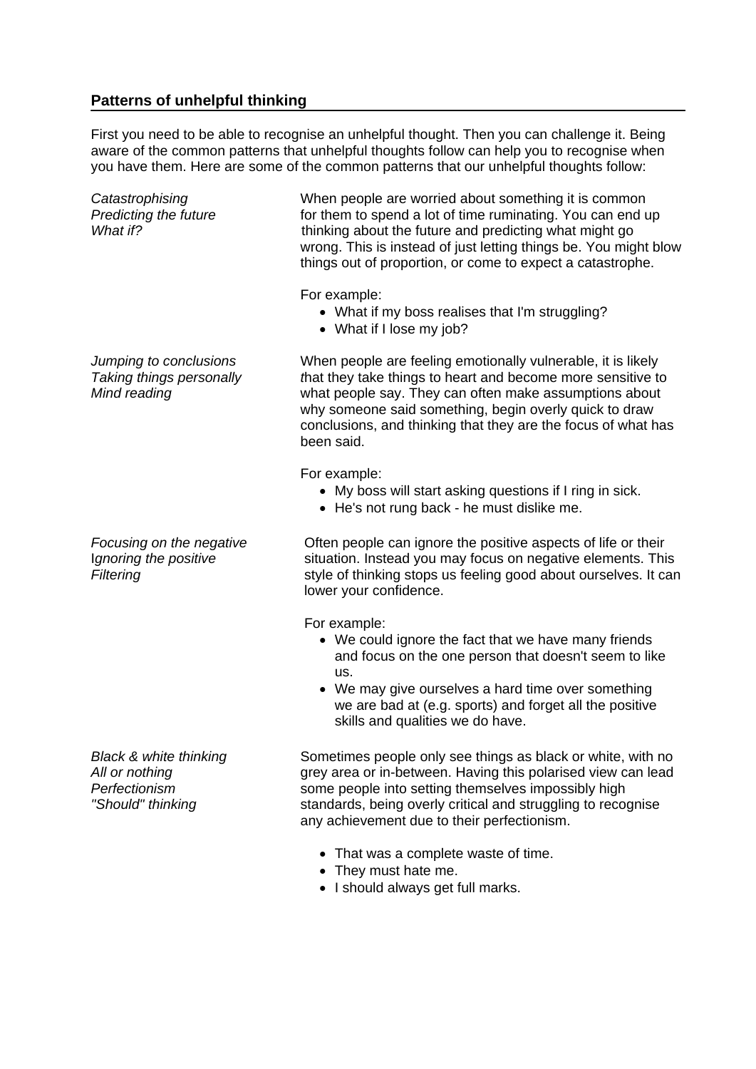## Patterns of unhelpful thinking

First you need to be able to recognise an unhelpful thought. Then you can challenge it. Being aware of the common patterns that unhelpful thoughts follow can help you to recognise when you have them. Here are some of the common patterns that our unhelpful thoughts follow:

*Catastrophising*
*Predicting the future*
*What if?*

When people are worried about something it is common for them to spend a lot of time ruminating. You can end up thinking about the future and predicting what might go wrong. This is instead of just letting things be. You might blow things out of proportion, or come to expect a catastrophe.

For example:

- What if my boss realises that I'm struggling?
- What if I lose my job?

*Jumping to conclusions*
*Taking things personally*
*Mind reading*

When people are feeling emotionally vulnerable, it is likely that they take things to heart and become more sensitive to what people say. They can often make assumptions about why someone said something, begin overly quick to draw conclusions, and thinking that they are the focus of what has been said.

For example:

- My boss will start asking questions if I ring in sick.
- He's not rung back - he must dislike me.

*Focusing on the negative*
*Ignoring the positive*
*Filtering*

Often people can ignore the positive aspects of life or their situation. Instead you may focus on negative elements. This style of thinking stops us feeling good about ourselves. It can lower your confidence.

For example:

- We could ignore the fact that we have many friends and focus on the one person that doesn't seem to like us.
- We may give ourselves a hard time over something we are bad at (e.g. sports) and forget all the positive skills and qualities we do have.

*Black & white thinking*
*All or nothing*
*Perfectionism*
*"Should" thinking*

Sometimes people only see things as black or white, with no grey area or in-between. Having this polarised view can lead some people into setting themselves impossibly high standards, being overly critical and struggling to recognise any achievement due to their perfectionism.

- That was a complete waste of time.
- They must hate me.
- I should always get full marks.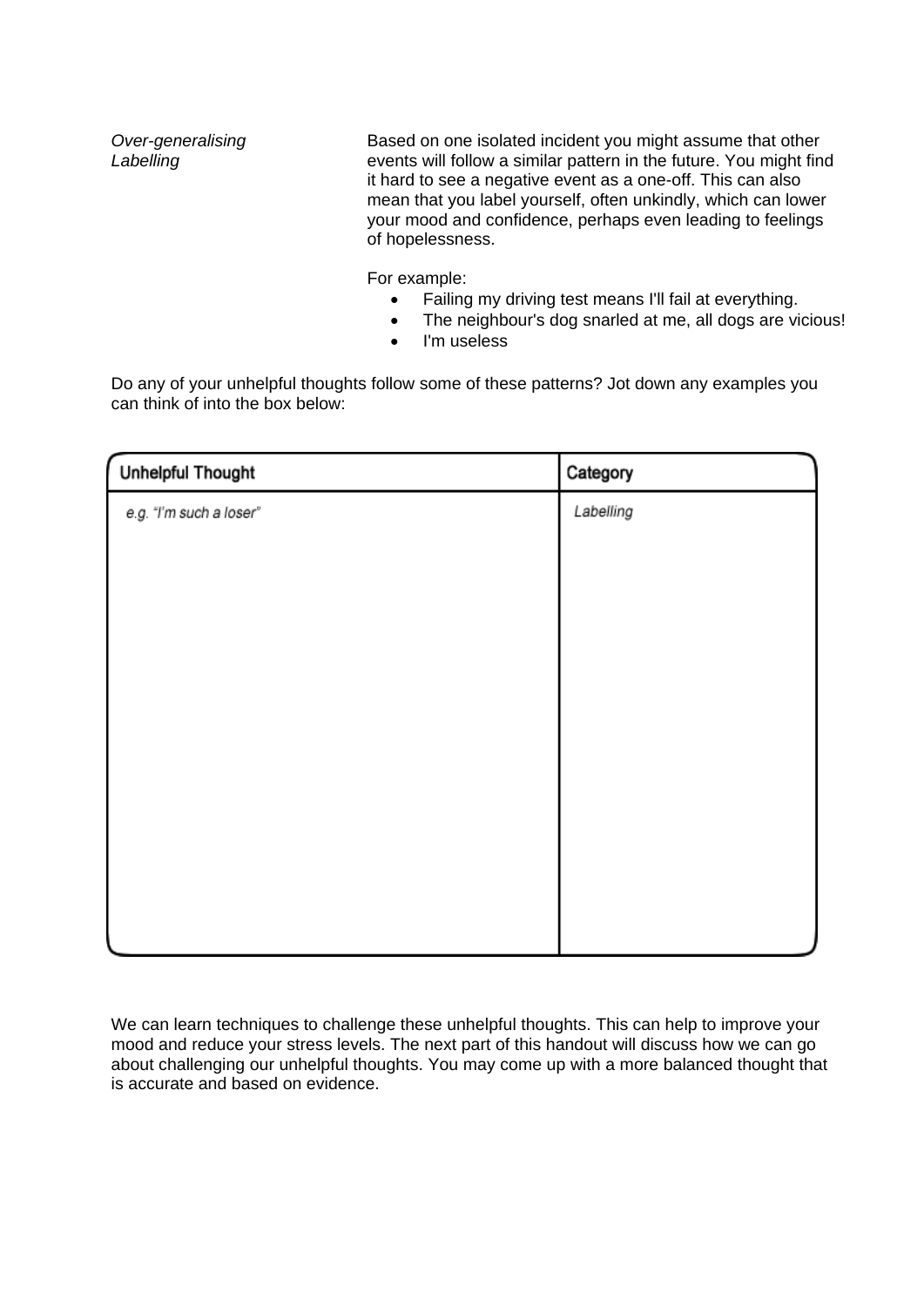| | |
|---|---|
| *Over-generalising* *Labelling* | Based on one isolated incident you might assume that other events will follow a similar pattern in the future. You might find it hard to see a negative event as a one-off. This can also mean that you label yourself, often unkindly, which can lower your mood and confidence, perhaps even leading to feelings of hopelessness. For example: • Failing my driving test means I'll fail at everything. • The neighbour's dog snarled at me, all dogs are vicious! • I'm useless |

Do any of your unhelpful thoughts follow some of these patterns? Jot down any examples you can think of into the box below:

| Unhelpful Thought | Category |
|---|---|
| *e.g. "I'm such a loser"* | *Labelling* |
| | |

We can learn techniques to challenge these unhelpful thoughts. This can help to improve your mood and reduce your stress levels. The next part of this handout will discuss how we can go about challenging our unhelpful thoughts. You may come up with a more balanced thought that is accurate and based on evidence.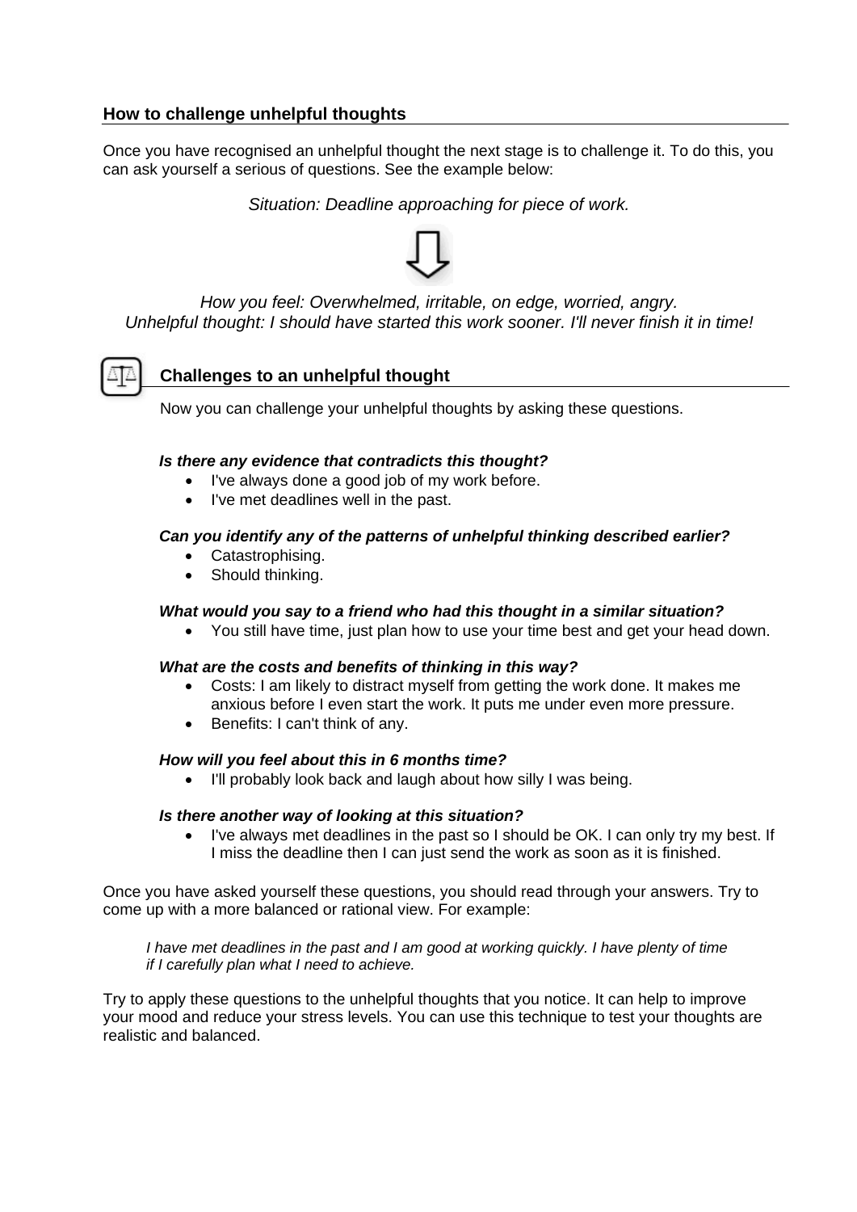## How to challenge unhelpful thoughts

Once you have recognised an unhelpful thought the next stage is to challenge it. To do this, you can ask yourself a serious of questions. See the example below:

*Situation: Deadline approaching for piece of work.*

⇩

*How you feel: Overwhelmed, irritable, on edge, worried, angry.*
*Unhelpful thought: I should have started this work sooner. I'll never finish it in time!*

### Challenges to an unhelpful thought

Now you can challenge your unhelpful thoughts by asking these questions.

***Is there any evidence that contradicts this thought?***

- I've always done a good job of my work before.
- I've met deadlines well in the past.

***Can you identify any of the patterns of unhelpful thinking described earlier?***

- Catastrophising.
- Should thinking.

***What would you say to a friend who had this thought in a similar situation?***

- You still have time, just plan how to use your time best and get your head down.

***What are the costs and benefits of thinking in this way?***

- Costs: I am likely to distract myself from getting the work done. It makes me anxious before I even start the work. It puts me under even more pressure.
- Benefits: I can't think of any.

***How will you feel about this in 6 months time?***

- I'll probably look back and laugh about how silly I was being.

***Is there another way of looking at this situation?***

- I've always met deadlines in the past so I should be OK. I can only try my best. If I miss the deadline then I can just send the work as soon as it is finished.

Once you have asked yourself these questions, you should read through your answers. Try to come up with a more balanced or rational view. For example:

*I have met deadlines in the past and I am good at working quickly. I have plenty of time if I carefully plan what I need to achieve.*

Try to apply these questions to the unhelpful thoughts that you notice. It can help to improve your mood and reduce your stress levels. You can use this technique to test your thoughts are realistic and balanced.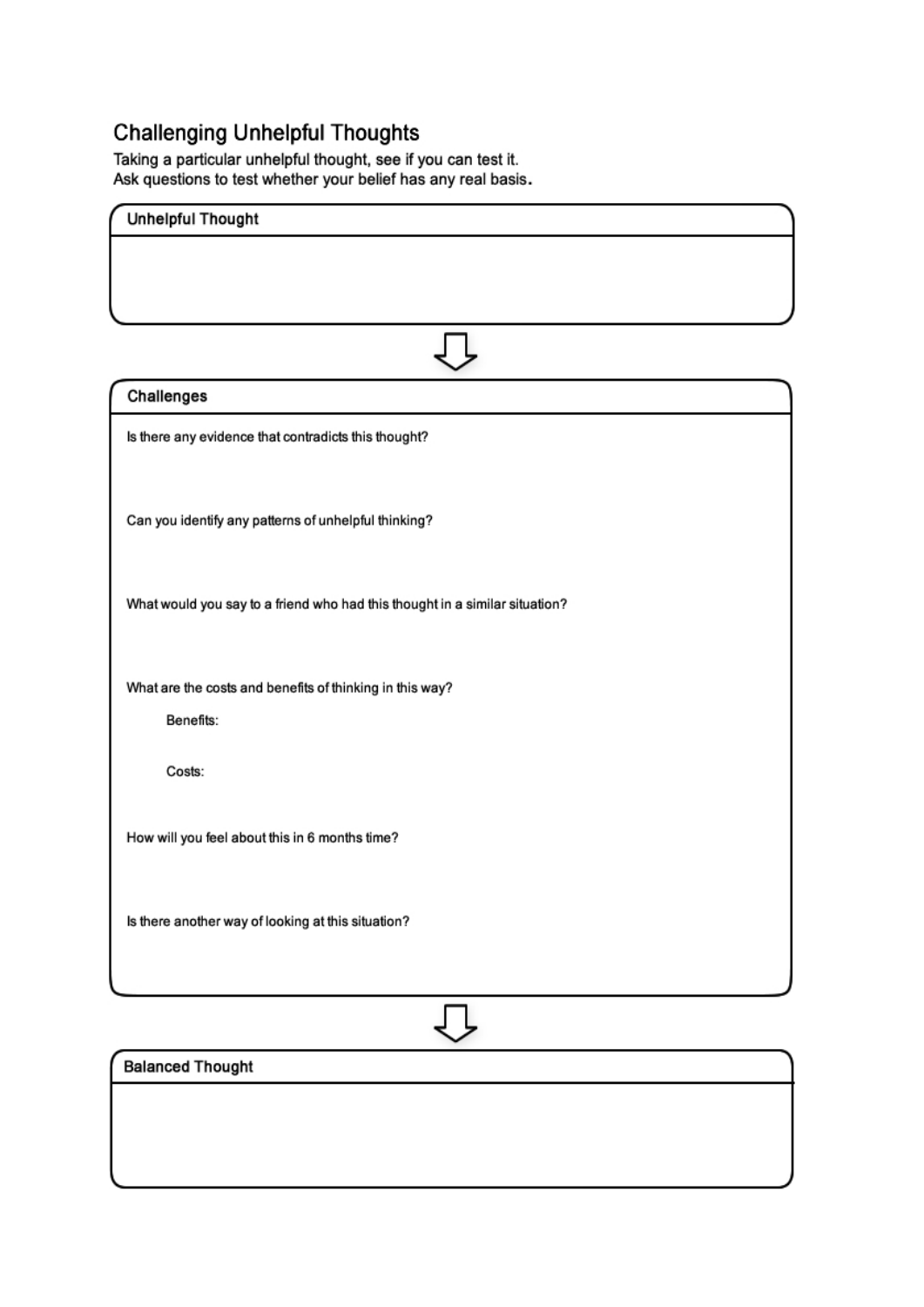## Challenging Unhelpful Thoughts

Taking a particular unhelpful thought, see if you can test it.
Ask questions to test whether your belief has any real basis.

### Unhelpful Thought

### Challenges

Is there any evidence that contradicts this thought?

Can you identify any patterns of unhelpful thinking?

What would you say to a friend who had this thought in a similar situation?

What are the costs and benefits of thinking in this way?

- Benefits:
- Costs:

How will you feel about this in 6 months time?

Is there another way of looking at this situation?

### Balanced Thought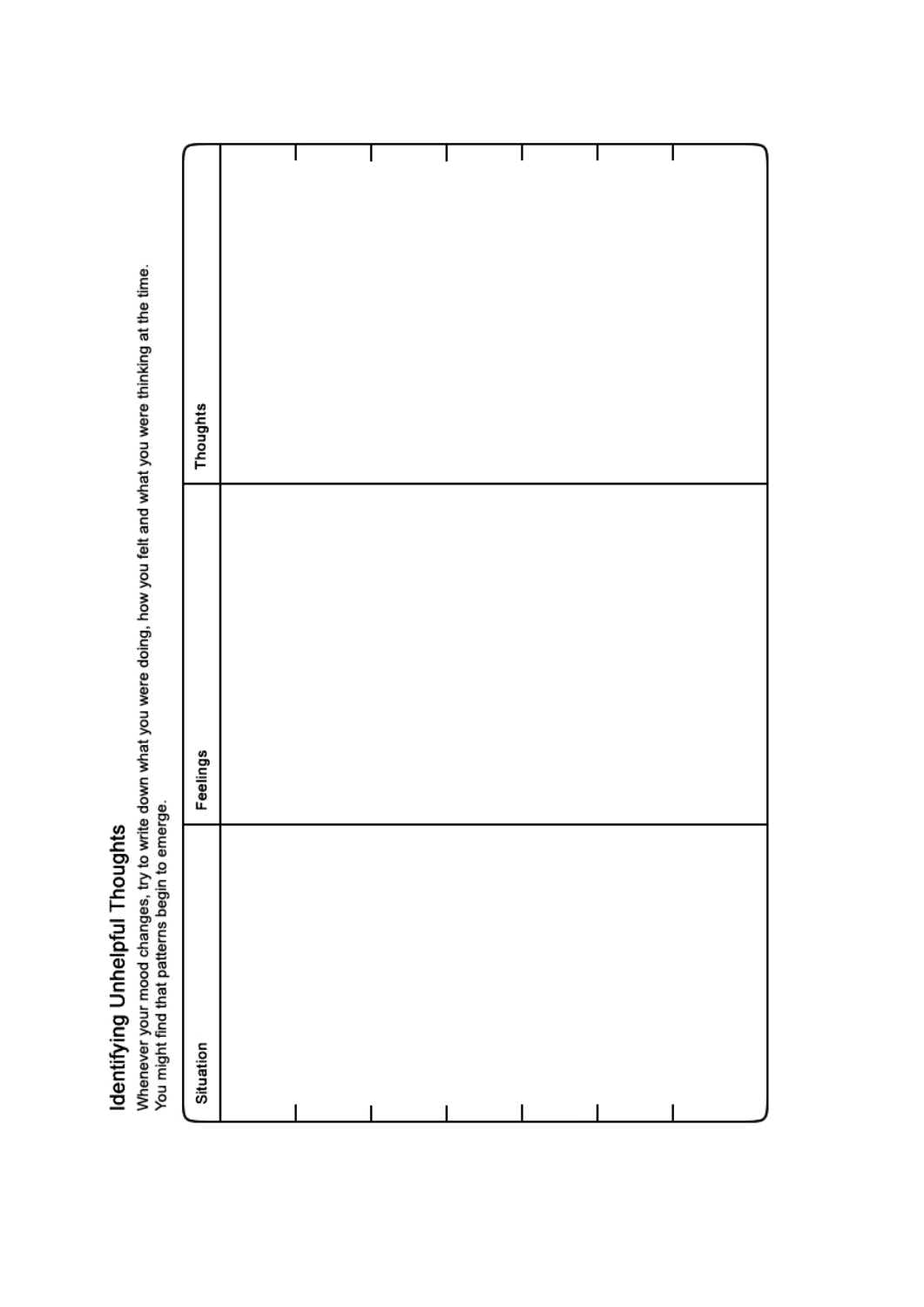## Identifying Unhelpful Thoughts

Whenever your mood changes, try to write down what you were doing, how you felt and what you were thinking at the time. You might find that patterns begin to emerge.

| Situation | Feelings | Thoughts |
|---|---|---|
| | | |
| | | |
| | | |
| | | |
| | | |
| | | |
| | | |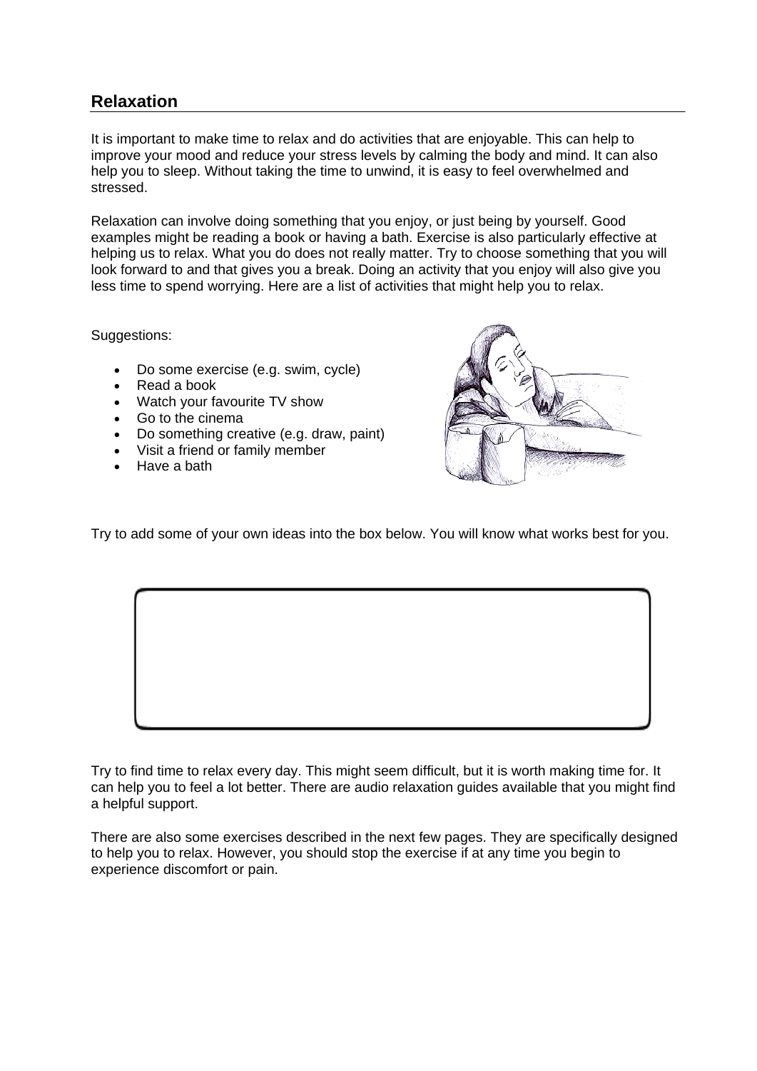## Relaxation

It is important to make time to relax and do activities that are enjoyable. This can help to improve your mood and reduce your stress levels by calming the body and mind. It can also help you to sleep. Without taking the time to unwind, it is easy to feel overwhelmed and stressed.

Relaxation can involve doing something that you enjoy, or just being by yourself. Good examples might be reading a book or having a bath. Exercise is also particularly effective at helping us to relax. What you do does not really matter. Try to choose something that you will look forward to and that gives you a break. Doing an activity that you enjoy will also give you less time to spend worrying. Here are a list of activities that might help you to relax.

Suggestions:

- Do some exercise (e.g. swim, cycle)
- Read a book
- Watch your favourite TV show
- Go to the cinema
- Do something creative (e.g. draw, paint)
- Visit a friend or family member
- Have a bath

Try to add some of your own ideas into the box below. You will know what works best for you.

Try to find time to relax every day. This might seem difficult, but it is worth making time for. It can help you to feel a lot better. There are audio relaxation guides available that you might find a helpful support.

There are also some exercises described in the next few pages. They are specifically designed to help you to relax. However, you should stop the exercise if at any time you begin to experience discomfort or pain.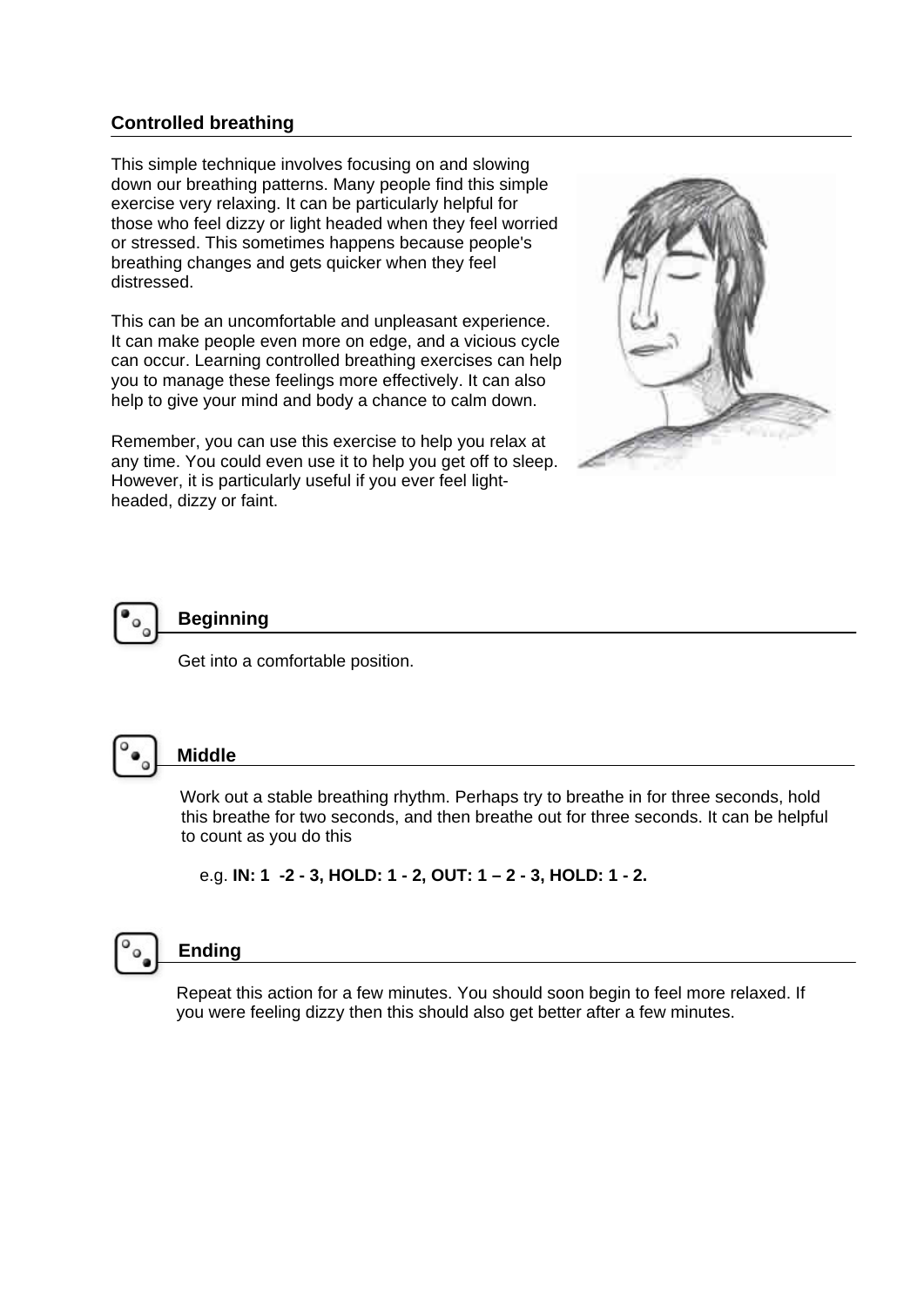## Controlled breathing

This simple technique involves focusing on and slowing down our breathing patterns. Many people find this simple exercise very relaxing. It can be particularly helpful for those who feel dizzy or light headed when they feel worried or stressed. This sometimes happens because people's breathing changes and gets quicker when they feel distressed.

This can be an uncomfortable and unpleasant experience. It can make people even more on edge, and a vicious cycle can occur. Learning controlled breathing exercises can help you to manage these feelings more effectively. It can also help to give your mind and body a chance to calm down.

Remember, you can use this exercise to help you relax at any time. You could even use it to help you get off to sleep. However, it is particularly useful if you ever feel light-headed, dizzy or faint.

### Beginning

Get into a comfortable position.

### Middle

Work out a stable breathing rhythm. Perhaps try to breathe in for three seconds, hold this breathe for two seconds, and then breathe out for three seconds. It can be helpful to count as you do this

e.g. **IN: 1 -2 - 3, HOLD: 1 - 2, OUT: 1 – 2 - 3, HOLD: 1 - 2.**

### Ending

Repeat this action for a few minutes. You should soon begin to feel more relaxed. If you were feeling dizzy then this should also get better after a few minutes.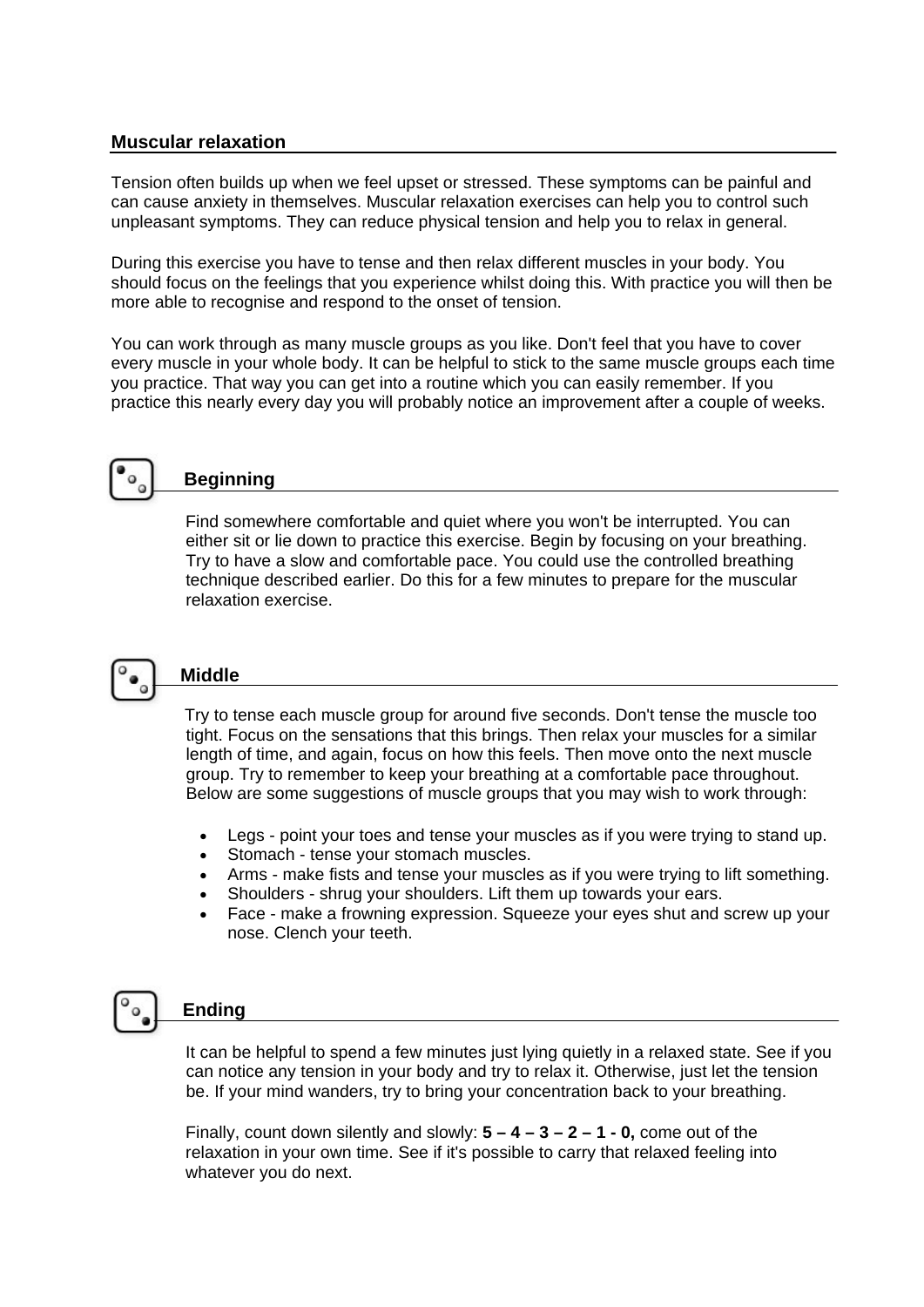## Muscular relaxation

Tension often builds up when we feel upset or stressed. These symptoms can be painful and can cause anxiety in themselves. Muscular relaxation exercises can help you to control such unpleasant symptoms. They can reduce physical tension and help you to relax in general.

During this exercise you have to tense and then relax different muscles in your body. You should focus on the feelings that you experience whilst doing this. With practice you will then be more able to recognise and respond to the onset of tension.

You can work through as many muscle groups as you like. Don't feel that you have to cover every muscle in your whole body. It can be helpful to stick to the same muscle groups each time you practice. That way you can get into a routine which you can easily remember. If you practice this nearly every day you will probably notice an improvement after a couple of weeks.

### Beginning

Find somewhere comfortable and quiet where you won't be interrupted. You can either sit or lie down to practice this exercise. Begin by focusing on your breathing. Try to have a slow and comfortable pace. You could use the controlled breathing technique described earlier. Do this for a few minutes to prepare for the muscular relaxation exercise.

### Middle

Try to tense each muscle group for around five seconds. Don't tense the muscle too tight. Focus on the sensations that this brings. Then relax your muscles for a similar length of time, and again, focus on how this feels. Then move onto the next muscle group. Try to remember to keep your breathing at a comfortable pace throughout. Below are some suggestions of muscle groups that you may wish to work through:

- Legs - point your toes and tense your muscles as if you were trying to stand up.
- Stomach - tense your stomach muscles.
- Arms - make fists and tense your muscles as if you were trying to lift something.
- Shoulders - shrug your shoulders. Lift them up towards your ears.
- Face - make a frowning expression. Squeeze your eyes shut and screw up your nose. Clench your teeth.

### Ending

It can be helpful to spend a few minutes just lying quietly in a relaxed state. See if you can notice any tension in your body and try to relax it. Otherwise, just let the tension be. If your mind wanders, try to bring your concentration back to your breathing.

Finally, count down silently and slowly: **5 – 4 – 3 – 2 – 1 - 0,** come out of the relaxation in your own time. See if it's possible to carry that relaxed feeling into whatever you do next.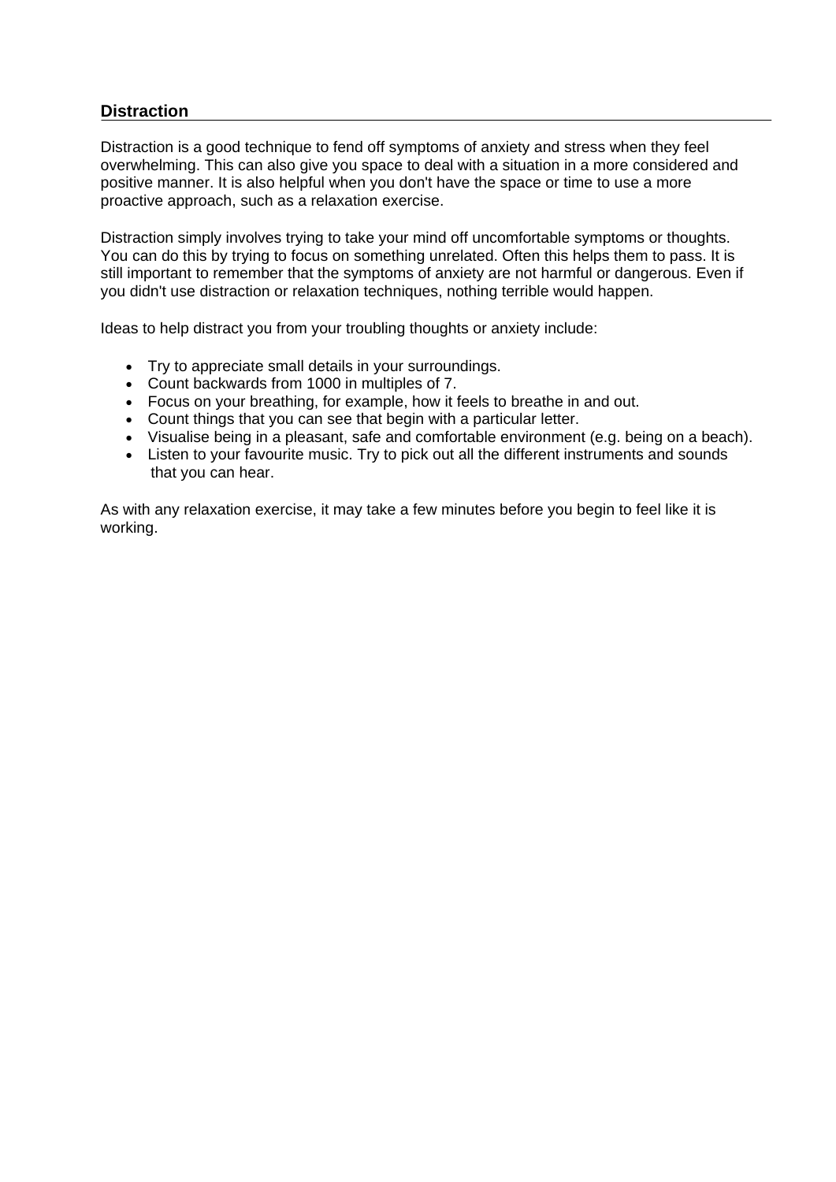## Distraction

Distraction is a good technique to fend off symptoms of anxiety and stress when they feel overwhelming. This can also give you space to deal with a situation in a more considered and positive manner. It is also helpful when you don't have the space or time to use a more proactive approach, such as a relaxation exercise.

Distraction simply involves trying to take your mind off uncomfortable symptoms or thoughts. You can do this by trying to focus on something unrelated. Often this helps them to pass. It is still important to remember that the symptoms of anxiety are not harmful or dangerous. Even if you didn't use distraction or relaxation techniques, nothing terrible would happen.

Ideas to help distract you from your troubling thoughts or anxiety include:

- Try to appreciate small details in your surroundings.
- Count backwards from 1000 in multiples of 7.
- Focus on your breathing, for example, how it feels to breathe in and out.
- Count things that you can see that begin with a particular letter.
- Visualise being in a pleasant, safe and comfortable environment (e.g. being on a beach).
- Listen to your favourite music. Try to pick out all the different instruments and sounds that you can hear.

As with any relaxation exercise, it may take a few minutes before you begin to feel like it is working.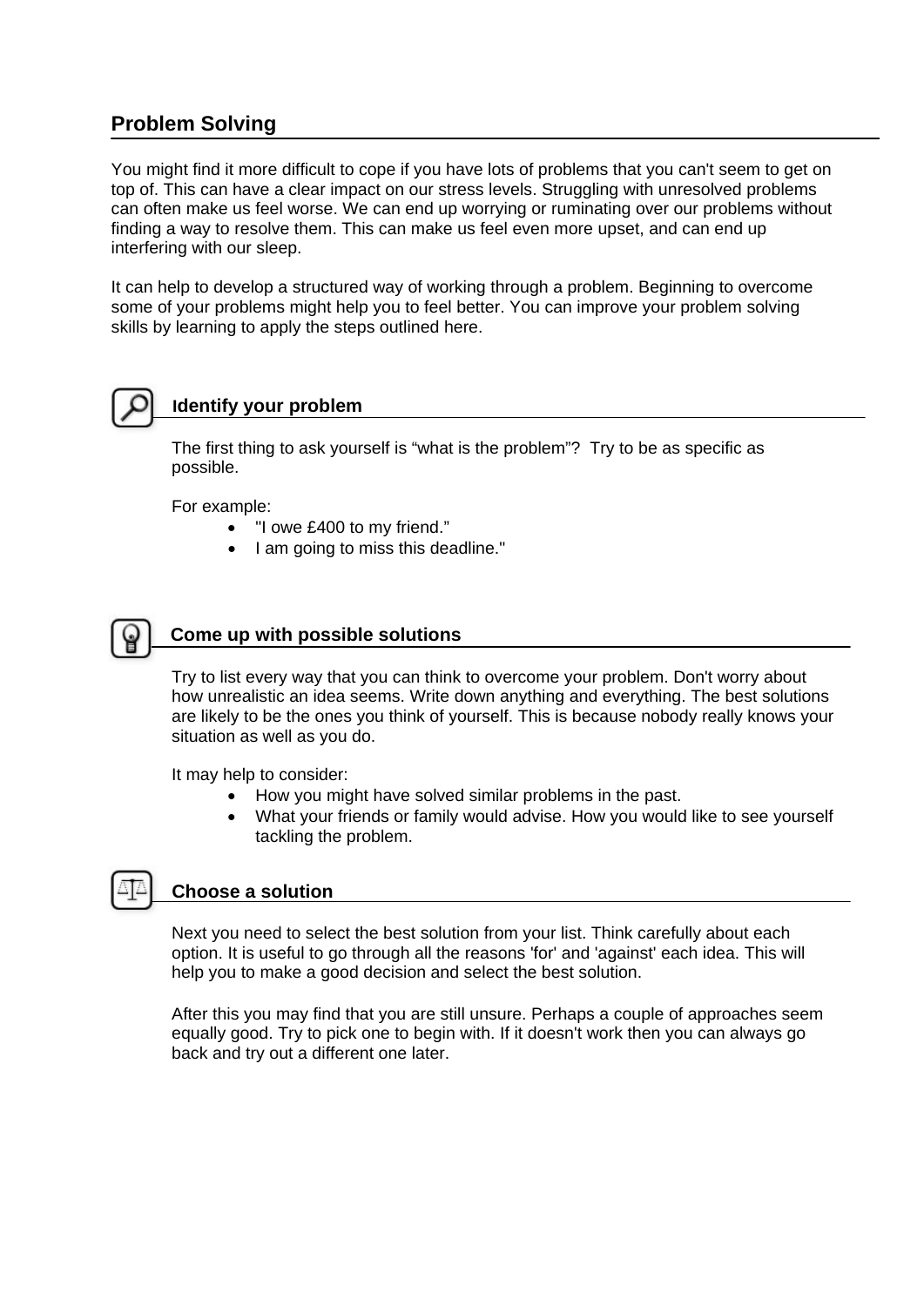## Problem Solving

You might find it more difficult to cope if you have lots of problems that you can't seem to get on top of. This can have a clear impact on our stress levels. Struggling with unresolved problems can often make us feel worse. We can end up worrying or ruminating over our problems without finding a way to resolve them. This can make us feel even more upset, and can end up interfering with our sleep.

It can help to develop a structured way of working through a problem. Beginning to overcome some of your problems might help you to feel better. You can improve your problem solving skills by learning to apply the steps outlined here.

### Identify your problem

The first thing to ask yourself is "what is the problem"? Try to be as specific as possible.

For example:

- "I owe £400 to my friend."
- I am going to miss this deadline."

### Come up with possible solutions

Try to list every way that you can think to overcome your problem. Don't worry about how unrealistic an idea seems. Write down anything and everything. The best solutions are likely to be the ones you think of yourself. This is because nobody really knows your situation as well as you do.

It may help to consider:

- How you might have solved similar problems in the past.
- What your friends or family would advise. How you would like to see yourself tackling the problem.

### Choose a solution

Next you need to select the best solution from your list. Think carefully about each option. It is useful to go through all the reasons 'for' and 'against' each idea. This will help you to make a good decision and select the best solution.

After this you may find that you are still unsure. Perhaps a couple of approaches seem equally good. Try to pick one to begin with. If it doesn't work then you can always go back and try out a different one later.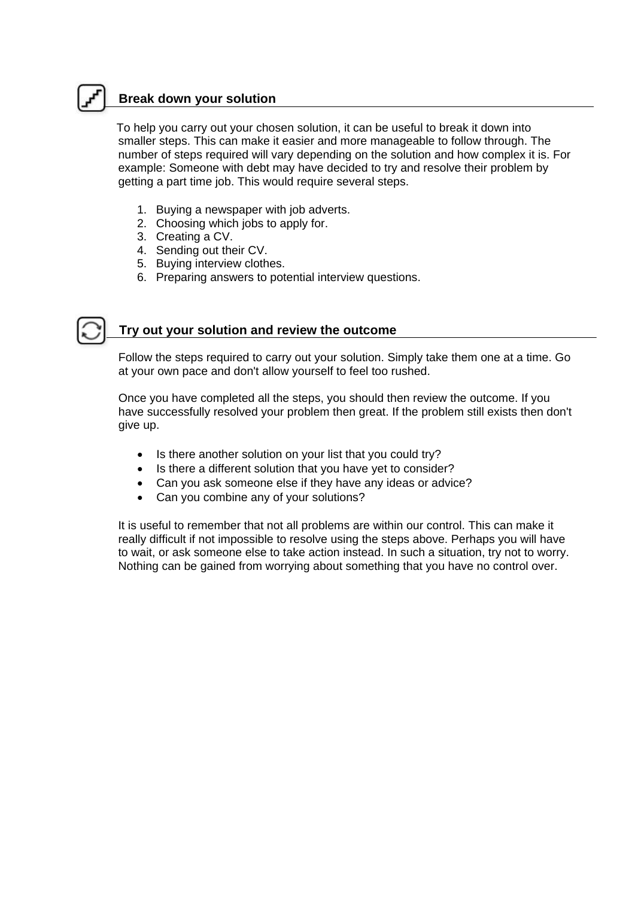## Break down your solution

To help you carry out your chosen solution, it can be useful to break it down into smaller steps. This can make it easier and more manageable to follow through. The number of steps required will vary depending on the solution and how complex it is. For example: Someone with debt may have decided to try and resolve their problem by getting a part time job. This would require several steps.

1. Buying a newspaper with job adverts.
2. Choosing which jobs to apply for.
3. Creating a CV.
4. Sending out their CV.
5. Buying interview clothes.
6. Preparing answers to potential interview questions.

## Try out your solution and review the outcome

Follow the steps required to carry out your solution. Simply take them one at a time. Go at your own pace and don't allow yourself to feel too rushed.

Once you have completed all the steps, you should then review the outcome. If you have successfully resolved your problem then great. If the problem still exists then don't give up.

- Is there another solution on your list that you could try?
- Is there a different solution that you have yet to consider?
- Can you ask someone else if they have any ideas or advice?
- Can you combine any of your solutions?

It is useful to remember that not all problems are within our control. This can make it really difficult if not impossible to resolve using the steps above. Perhaps you will have to wait, or ask someone else to take action instead. In such a situation, try not to worry. Nothing can be gained from worrying about something that you have no control over.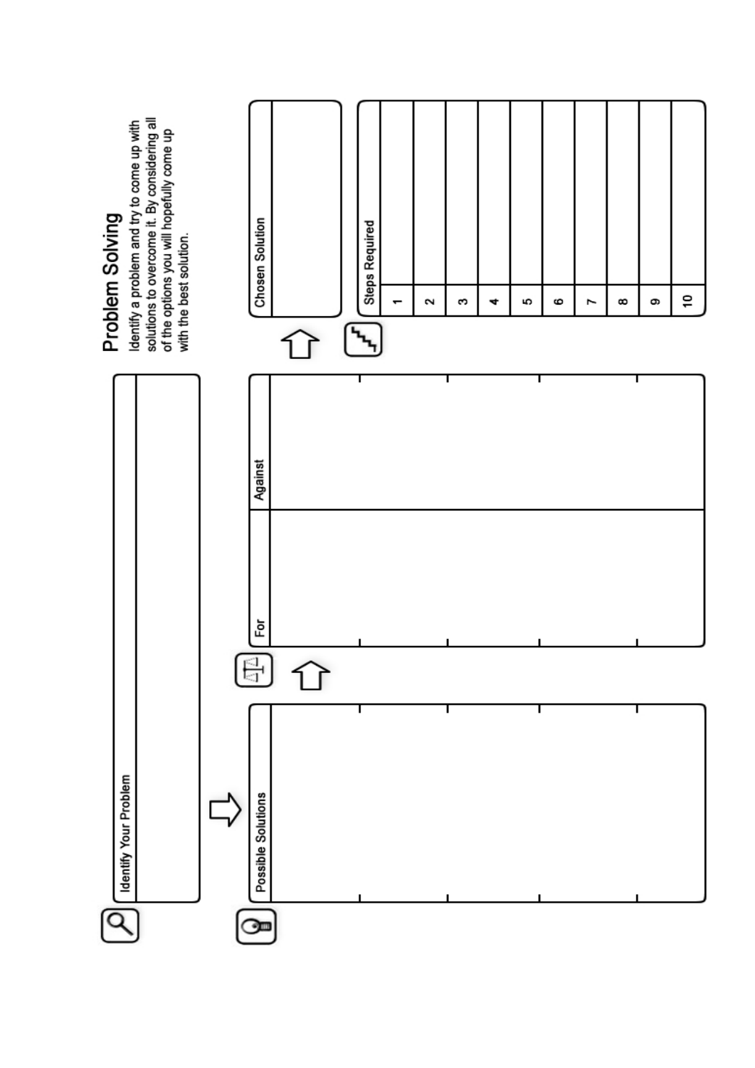# Problem Solving

Identify a problem and try to come up with solutions to overcome it. By considering all of the options you will hopefully come up with the best solution.

**Identify Your Problem**

**Possible Solutions**

| For | Against |
|---|---|
| | |
| | |
| | |
| | |
| | |

**Chosen Solution**

| Steps Required | |
|---|---|
| 1 | |
| 2 | |
| 3 | |
| 4 | |
| 5 | |
| 6 | |
| 7 | |
| 8 | |
| 9 | |
| 10 | |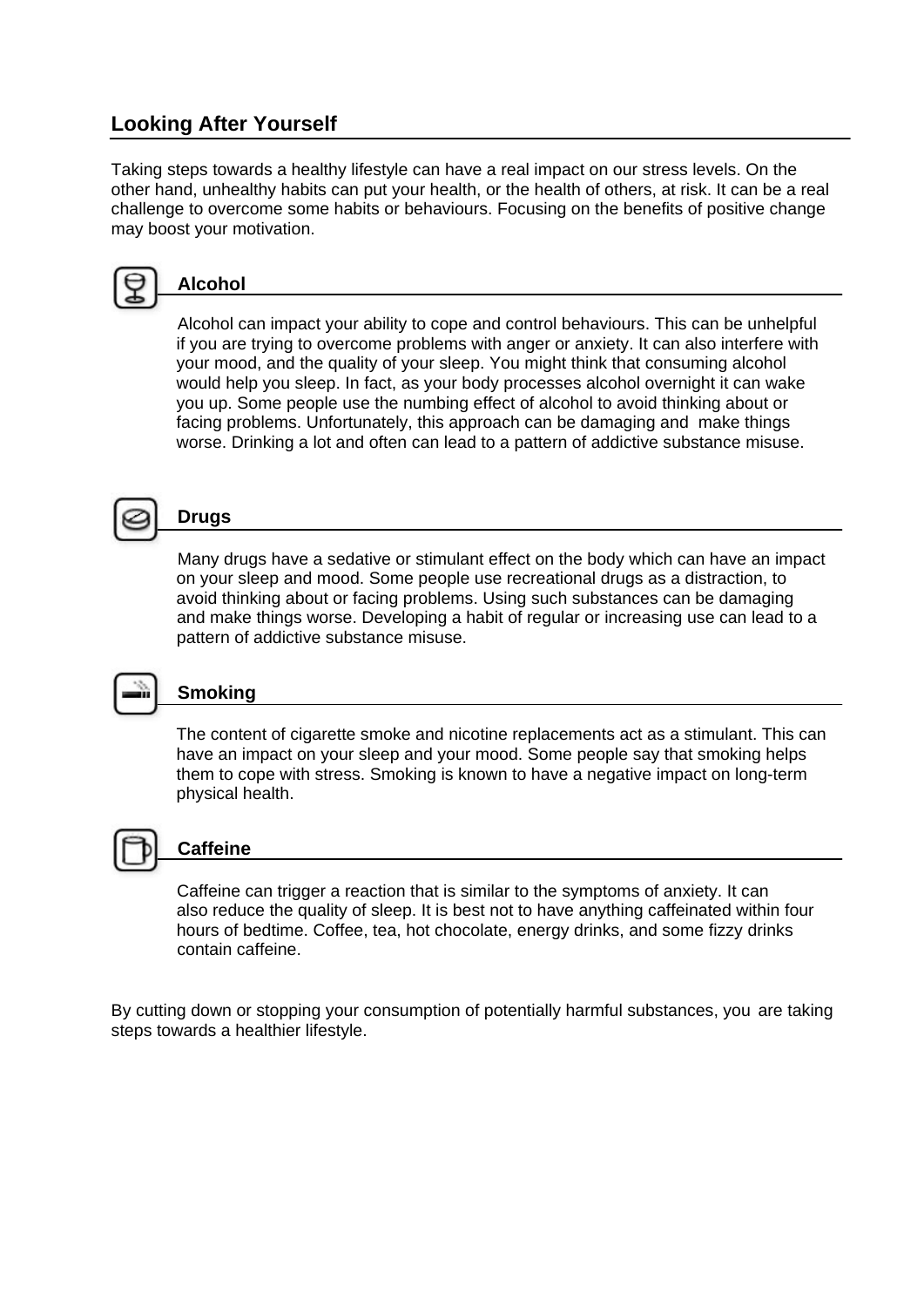## Looking After Yourself

Taking steps towards a healthy lifestyle can have a real impact on our stress levels. On the other hand, unhealthy habits can put your health, or the health of others, at risk. It can be a real challenge to overcome some habits or behaviours. Focusing on the benefits of positive change may boost your motivation.

### Alcohol

Alcohol can impact your ability to cope and control behaviours. This can be unhelpful if you are trying to overcome problems with anger or anxiety. It can also interfere with your mood, and the quality of your sleep. You might think that consuming alcohol would help you sleep. In fact, as your body processes alcohol overnight it can wake you up. Some people use the numbing effect of alcohol to avoid thinking about or facing problems. Unfortunately, this approach can be damaging and make things worse. Drinking a lot and often can lead to a pattern of addictive substance misuse.

### Drugs

Many drugs have a sedative or stimulant effect on the body which can have an impact on your sleep and mood. Some people use recreational drugs as a distraction, to avoid thinking about or facing problems. Using such substances can be damaging and make things worse. Developing a habit of regular or increasing use can lead to a pattern of addictive substance misuse.

### Smoking

The content of cigarette smoke and nicotine replacements act as a stimulant. This can have an impact on your sleep and your mood. Some people say that smoking helps them to cope with stress. Smoking is known to have a negative impact on long-term physical health.

### Caffeine

Caffeine can trigger a reaction that is similar to the symptoms of anxiety. It can also reduce the quality of sleep. It is best not to have anything caffeinated within four hours of bedtime. Coffee, tea, hot chocolate, energy drinks, and some fizzy drinks contain caffeine.

By cutting down or stopping your consumption of potentially harmful substances, you are taking steps towards a healthier lifestyle.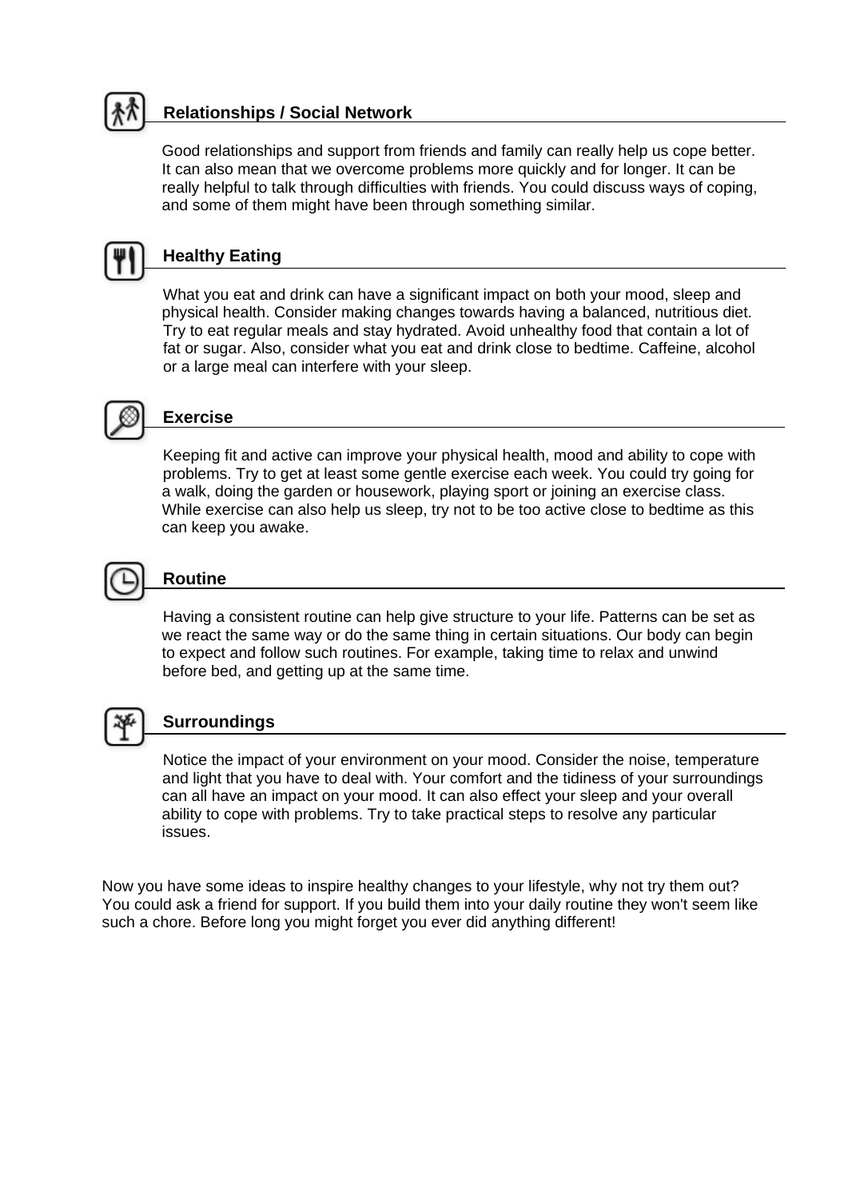### Relationships / Social Network

Good relationships and support from friends and family can really help us cope better. It can also mean that we overcome problems more quickly and for longer. It can be really helpful to talk through difficulties with friends. You could discuss ways of coping, and some of them might have been through something similar.

### Healthy Eating

What you eat and drink can have a significant impact on both your mood, sleep and physical health. Consider making changes towards having a balanced, nutritious diet. Try to eat regular meals and stay hydrated. Avoid unhealthy food that contain a lot of fat or sugar. Also, consider what you eat and drink close to bedtime. Caffeine, alcohol or a large meal can interfere with your sleep.

### Exercise

Keeping fit and active can improve your physical health, mood and ability to cope with problems. Try to get at least some gentle exercise each week. You could try going for a walk, doing the garden or housework, playing sport or joining an exercise class. While exercise can also help us sleep, try not to be too active close to bedtime as this can keep you awake.

### Routine

Having a consistent routine can help give structure to your life. Patterns can be set as we react the same way or do the same thing in certain situations. Our body can begin to expect and follow such routines. For example, taking time to relax and unwind before bed, and getting up at the same time.

### Surroundings

Notice the impact of your environment on your mood. Consider the noise, temperature and light that you have to deal with. Your comfort and the tidiness of your surroundings can all have an impact on your mood. It can also effect your sleep and your overall ability to cope with problems. Try to take practical steps to resolve any particular issues.

Now you have some ideas to inspire healthy changes to your lifestyle, why not try them out? You could ask a friend for support. If you build them into your daily routine they won't seem like such a chore. Before long you might forget you ever did anything different!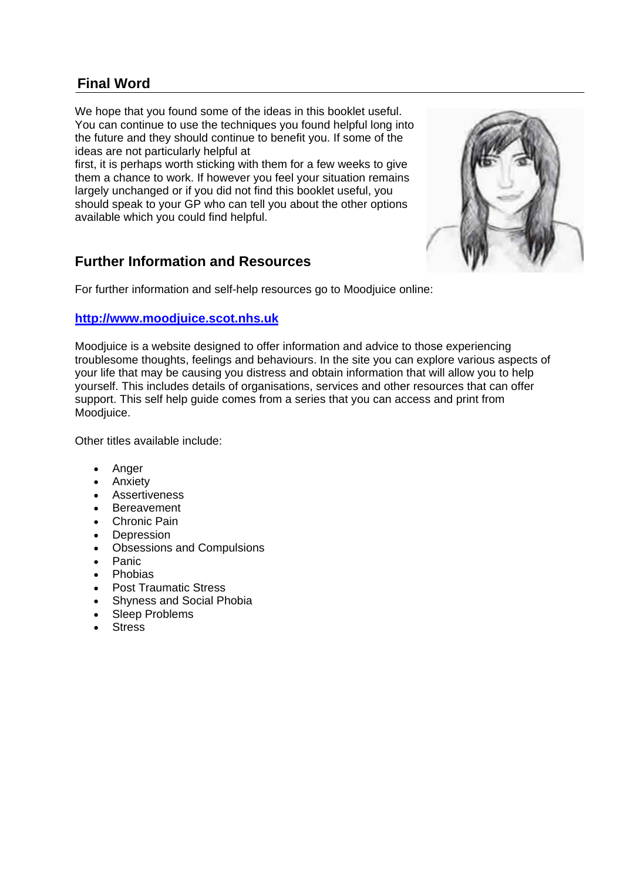## Final Word

We hope that you found some of the ideas in this booklet useful. You can continue to use the techniques you found helpful long into the future and they should continue to benefit you. If some of the ideas are not particularly helpful at first, it is perhaps worth sticking with them for a few weeks to give them a chance to work. If however you feel your situation remains largely unchanged or if you did not find this booklet useful, you should speak to your GP who can tell you about the other options available which you could find helpful.

## Further Information and Resources

For further information and self-help resources go to Moodjuice online:

**http://www.moodjuice.scot.nhs.uk**

Moodjuice is a website designed to offer information and advice to those experiencing troublesome thoughts, feelings and behaviours. In the site you can explore various aspects of your life that may be causing you distress and obtain information that will allow you to help yourself. This includes details of organisations, services and other resources that can offer support. This self help guide comes from a series that you can access and print from Moodjuice.

Other titles available include:

- Anger
- Anxiety
- Assertiveness
- Bereavement
- Chronic Pain
- Depression
- Obsessions and Compulsions
- Panic
- Phobias
- Post Traumatic Stress
- Shyness and Social Phobia
- Sleep Problems
- Stress